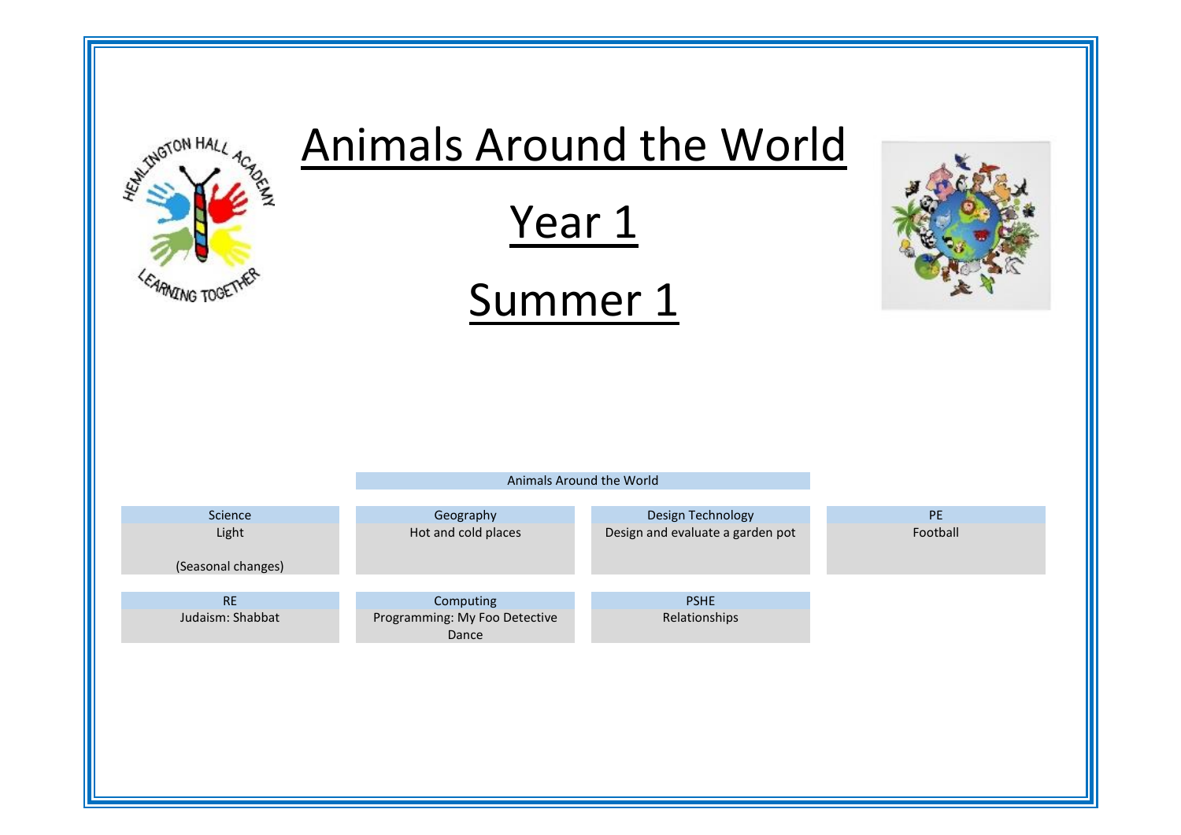# Animals Around the World

# Year 1

# Summer 1

**Animals Around the World**

| Science | Geography | Design Technology | PE |
| --- | --- | --- | --- |
| Light<br><br>(Seasonal changes) | Hot and cold places | Design and evaluate a garden pot | Football |

| RE | Computing | PSHE |
| --- | --- | --- |
| Judaism: Shabbat | Programming: My Foo Detective Dance | Relationships |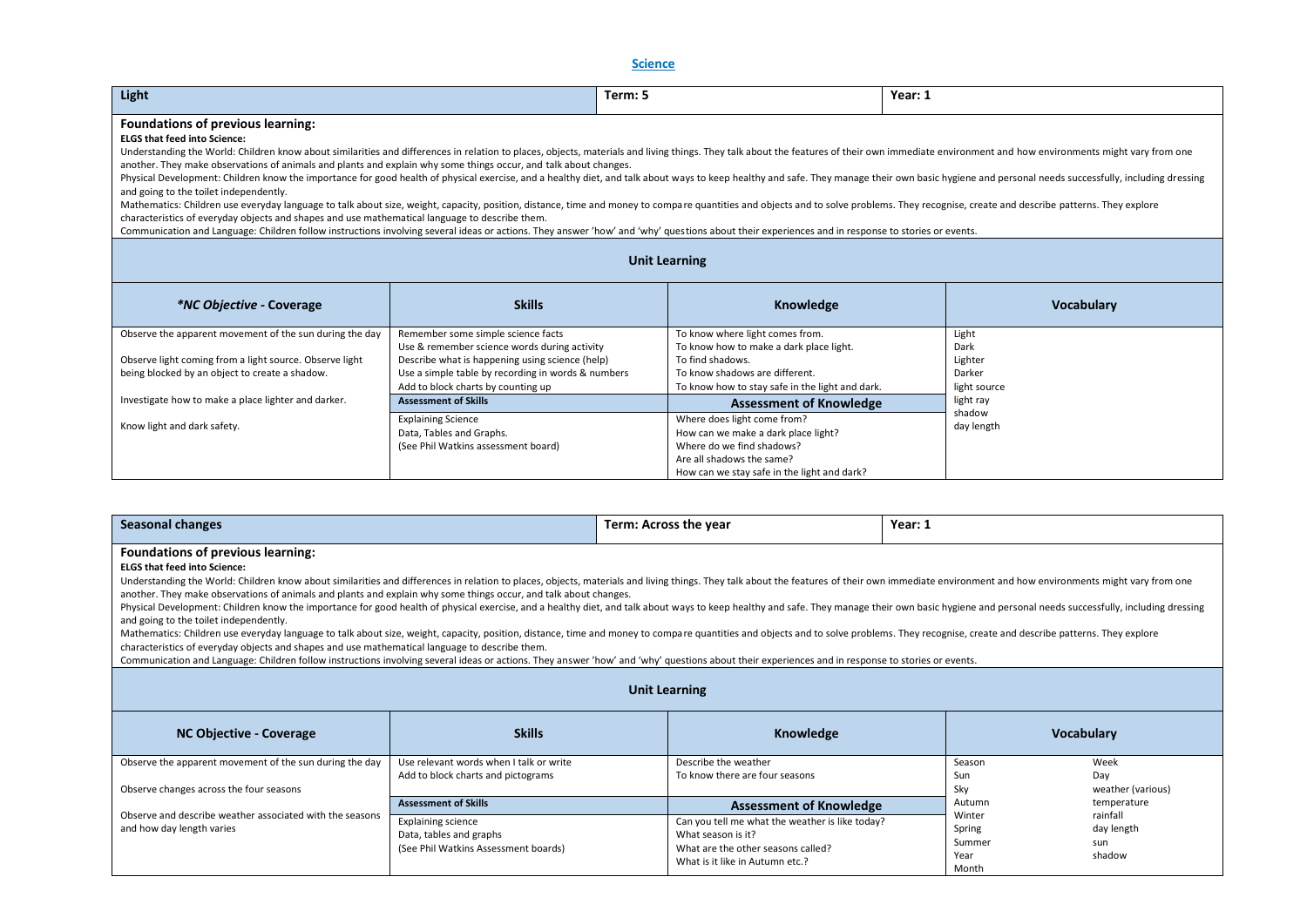## Science

| Light | Term: 5 | Year: 1 |
|---|---|---|

### Foundations of previous learning:

**ELGS that feed into Science:**

Understanding the World: Children know about similarities and differences in relation to places, objects, materials and living things. They talk about the features of their own immediate environment and how environments might vary from one another. They make observations of animals and plants and explain why some things occur, and talk about changes.

Physical Development: Children know the importance for good health of physical exercise, and a healthy diet, and talk about ways to keep healthy and safe. They manage their own basic hygiene and personal needs successfully, including dressing and going to the toilet independently.

Mathematics: Children use everyday language to talk about size, weight, capacity, position, distance, time and money to compare quantities and objects and to solve problems. They recognise, create and describe patterns. They explore characteristics of everyday objects and shapes and use mathematical language to describe them.

Communication and Language: Children follow instructions involving several ideas or actions. They answer 'how' and 'why' questions about their experiences and in response to stories or events.

### Unit Learning

| *NC Objective - Coverage | Skills | Knowledge | Vocabulary |
|---|---|---|---|
| Observe the apparent movement of the sun during the day<br><br>Observe light coming from a light source. Observe light being blocked by an object to create a shadow.<br><br>Investigate how to make a place lighter and darker.<br><br>Know light and dark safety. | Remember some simple science facts<br>Use & remember science words during activity<br>Describe what is happening using science (help)<br>Use a simple table by recording in words & numbers<br>Add to block charts by counting up<br><br>**Assessment of Skills**<br>Explaining Science<br>Data, Tables and Graphs.<br>(See Phil Watkins assessment board) | To know where light comes from.<br>To know how to make a dark place light.<br>To find shadows.<br>To know shadows are different.<br>To know how to stay safe in the light and dark.<br><br>**Assessment of Knowledge**<br>Where does light come from?<br>How can we make a dark place light?<br>Where do we find shadows?<br>Are all shadows the same?<br>How can we stay safe in the light and dark? | Light<br>Dark<br>Lighter<br>Darker<br>light source<br>light ray<br>shadow<br>day length |

| Seasonal changes | Term: Across the year | Year: 1 |
|---|---|---|

### Foundations of previous learning:

**ELGS that feed into Science:**

Understanding the World: Children know about similarities and differences in relation to places, objects, materials and living things. They talk about the features of their own immediate environment and how environments might vary from one another. They make observations of animals and plants and explain why some things occur, and talk about changes.

Physical Development: Children know the importance for good health of physical exercise, and a healthy diet, and talk about ways to keep healthy and safe. They manage their own basic hygiene and personal needs successfully, including dressing and going to the toilet independently.

Mathematics: Children use everyday language to talk about size, weight, capacity, position, distance, time and money to compare quantities and objects and to solve problems. They recognise, create and describe patterns. They explore characteristics of everyday objects and shapes and use mathematical language to describe them.

Communication and Language: Children follow instructions involving several ideas or actions. They answer 'how' and 'why' questions about their experiences and in response to stories or events.

### Unit Learning

| NC Objective - Coverage | Skills | Knowledge | Vocabulary | |
|---|---|---|---|---|
| Observe the apparent movement of the sun during the day<br><br>Observe changes across the four seasons<br><br>Observe and describe weather associated with the seasons and how day length varies | Use relevant words when I talk or write<br>Add to block charts and pictograms<br><br>**Assessment of Skills**<br>Explaining science<br>Data, tables and graphs<br>(See Phil Watkins Assessment boards) | Describe the weather<br>To know there are four seasons<br><br>**Assessment of Knowledge**<br>Can you tell me what the weather is like today?<br>What season is it?<br>What are the other seasons called?<br>What is it like in Autumn etc.? | Season<br>Sun<br>Sky<br>Autumn<br>Winter<br>Spring<br>Summer<br>Year<br>Month | Week<br>Day<br>weather (various)<br>temperature<br>rainfall<br>day length<br>sun<br>shadow |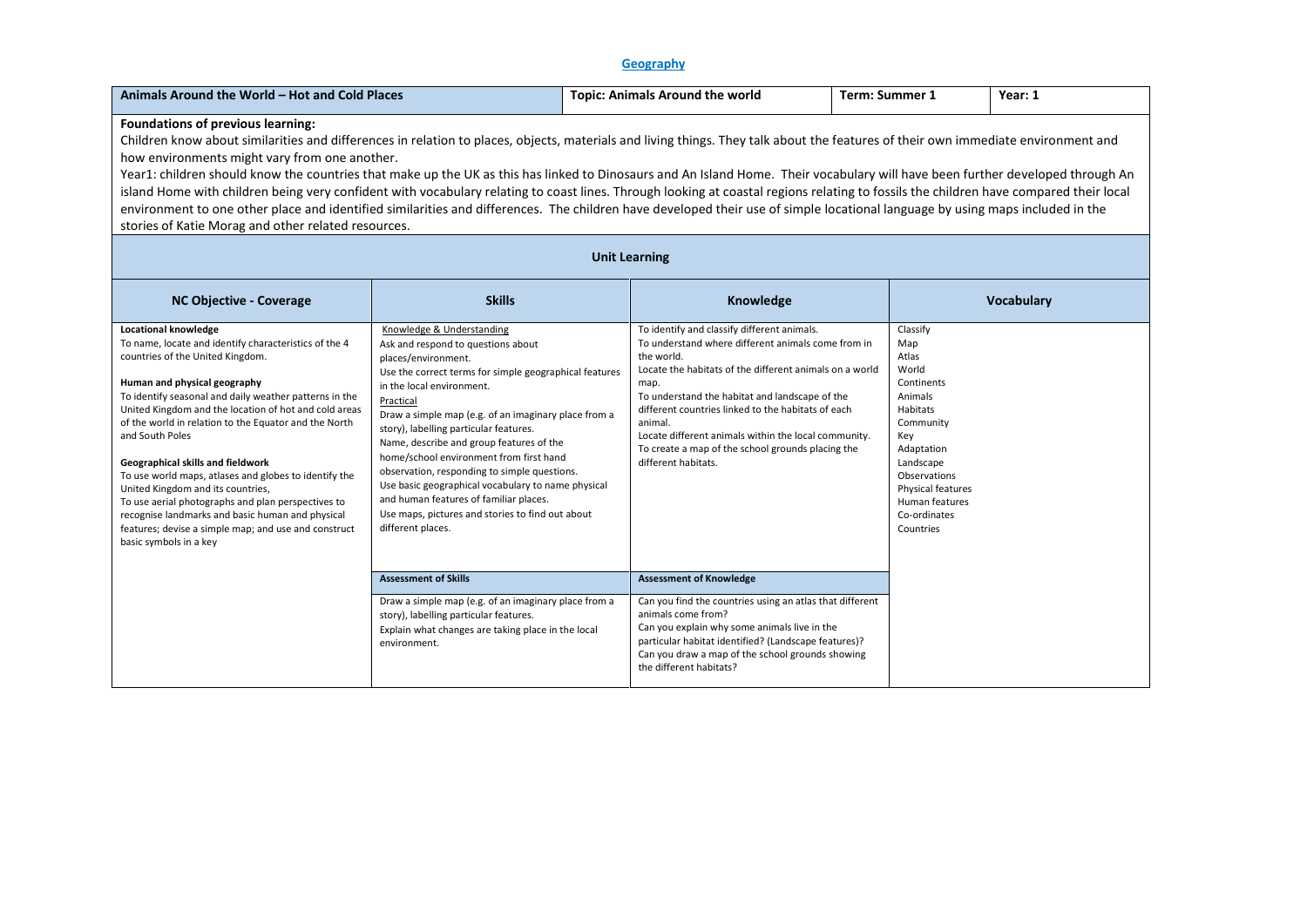## Geography

| Animals Around the World – Hot and Cold Places | Topic: Animals Around the world | Term: Summer 1 | Year: 1 |
|---|---|---|---|

**Foundations of previous learning:**

Children know about similarities and differences in relation to places, objects, materials and living things. They talk about the features of their own immediate environment and how environments might vary from one another.

Year1: children should know the countries that make up the UK as this has linked to Dinosaurs and An Island Home. Their vocabulary will have been further developed through An island Home with children being very confident with vocabulary relating to coast lines. Through looking at coastal regions relating to fossils the children have compared their local environment to one other place and identified similarities and differences. The children have developed their use of simple locational language by using maps included in the stories of Katie Morag and other related resources.

### Unit Learning

| NC Objective - Coverage | Skills | Knowledge | Vocabulary |
|---|---|---|---|
| **Locational knowledge**<br>To name, locate and identify characteristics of the 4 countries of the United Kingdom.<br><br>**Human and physical geography**<br>To identify seasonal and daily weather patterns in the United Kingdom and the location of hot and cold areas of the world in relation to the Equator and the North and South Poles<br><br>**Geographical skills and fieldwork**<br>To use world maps, atlases and globes to identify the United Kingdom and its countries,<br>To use aerial photographs and plan perspectives to recognise landmarks and basic human and physical features; devise a simple map; and use and construct basic symbols in a key | Knowledge & Understanding<br>Ask and respond to questions about places/environment.<br>Use the correct terms for simple geographical features in the local environment.<br>Practical<br>Draw a simple map (e.g. of an imaginary place from a story), labelling particular features.<br>Name, describe and group features of the home/school environment from first hand observation, responding to simple questions.<br>Use basic geographical vocabulary to name physical and human features of familiar places.<br>Use maps, pictures and stories to find out about different places. | To identify and classify different animals.<br>To understand where different animals come from in the world.<br>Locate the habitats of the different animals on a world map.<br>To understand the habitat and landscape of the different countries linked to the habitats of each animal.<br>Locate different animals within the local community.<br>To create a map of the school grounds placing the different habitats. | Classify<br>Map<br>Atlas<br>World<br>Continents<br>Animals<br>Habitats<br>Community<br>Key<br>Adaptation<br>Landscape<br>Observations<br>Physical features<br>Human features<br>Co-ordinates<br>Countries |
| | **Assessment of Skills** | **Assessment of Knowledge** | |
| | Draw a simple map (e.g. of an imaginary place from a story), labelling particular features.<br>Explain what changes are taking place in the local environment. | Can you find the countries using an atlas that different animals come from?<br>Can you explain why some animals live in the particular habitat identified? (Landscape features)?<br>Can you draw a map of the school grounds showing the different habitats? | |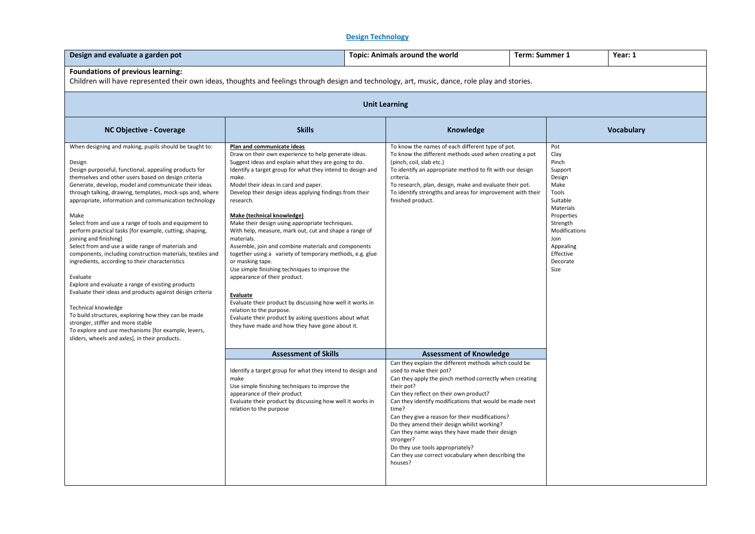## Design Technology

| Design and evaluate a garden pot | Topic: Animals around the world | Term: Summer 1 | Year: 1 |
|---|---|---|---|

**Foundations of previous learning:**
Children will have represented their own ideas, thoughts and feelings through design and technology, art, music, dance, role play and stories.

### Unit Learning

| NC Objective - Coverage | Skills | Knowledge | Vocabulary |
|---|---|---|---|
| When designing and making, pupils should be taught to:<br><br>Design<br>Design purposeful, functional, appealing products for themselves and other users based on design criteria<br>Generate, develop, model and communicate their ideas through talking, drawing, templates, mock-ups and, where appropriate, information and communication technology<br><br>Make<br>Select from and use a range of tools and equipment to perform practical tasks [for example, cutting, shaping, joining and finishing]<br>Select from and use a wide range of materials and components, including construction materials, textiles and ingredients, according to their characteristics<br><br>Evaluate<br>Explore and evaluate a range of existing products<br>Evaluate their ideas and products against design criteria<br><br>Technical knowledge<br>To build structures, exploring how they can be made stronger, stiffer and more stable<br>To explore and use mechanisms [for example, levers, sliders, wheels and axles], in their products. | <u>**Plan and communicate ideas**</u><br>Draw on their own experience to help generate ideas.<br>Suggest ideas and explain what they are going to do.<br>Identify a target group for what they intend to design and make.<br>Model their ideas in card and paper.<br>Develop their design ideas applying findings from their research.<br><br><u>**Make (technical knowledge)**</u><br>Make their design using appropriate techniques.<br>With help, measure, mark out, cut and shape a range of materials.<br>Assemble, join and combine materials and components together using a variety of temporary methods, e.g. glue or masking tape.<br>Use simple finishing techniques to improve the appearance of their product.<br><br><u>**Evaluate**</u><br>Evaluate their product by discussing how well it works in relation to the purpose.<br>Evaluate their product by asking questions about what they have made and how they have gone about it. | To know the names of each different type of pot.<br>To know the different methods used when creating a pot (pinch, coil, slab etc.)<br>To identify an appropriate method to fit with our design criteria.<br>To research, plan, design, make and evaluate their pot.<br>To identify strengths and areas for improvement with their finished product. | Pot<br>Clay<br>Pinch<br>Support<br>Design<br>Make<br>Tools<br>Suitable<br>Materials<br>Properties<br>Strength<br>Modifications<br>Join<br>Appealing<br>Effective<br>Decorate<br>Size |
| | **Assessment of Skills** | **Assessment of Knowledge** | |
| | Identify a target group for what they intend to design and make<br>Use simple finishing techniques to improve the appearance of their product<br>Evaluate their product by discussing how well it works in relation to the purpose | Can they explain the different methods which could be used to make their pot?<br>Can they apply the pinch method correctly when creating their pot?<br>Can they reflect on their own product?<br>Can they identify modifications that would be made next time?<br>Can they give a reason for their modifications?<br>Do they amend their design whilst working?<br>Can they name ways they have made their design stronger?<br>Do they use tools appropriately?<br>Can they use correct vocabulary when describing the houses? | |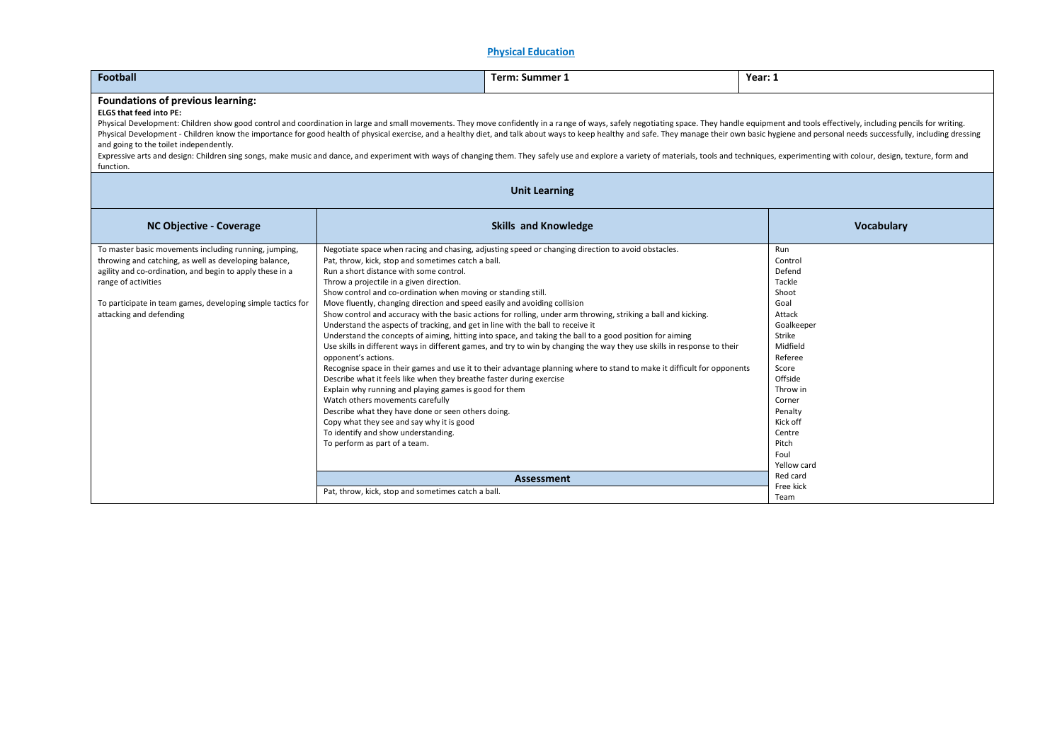# Physical Education

| Football | Term: Summer 1 | Year: 1 |
|---|---|---|

## Foundations of previous learning:

**ELGS that feed into PE:**

Physical Development: Children show good control and coordination in large and small movements. They move confidently in a range of ways, safely negotiating space. They handle equipment and tools effectively, including pencils for writing.
Physical Development - Children know the importance for good health of physical exercise, and a healthy diet, and talk about ways to keep healthy and safe. They manage their own basic hygiene and personal needs successfully, including dressing and going to the toilet independently.
Expressive arts and design: Children sing songs, make music and dance, and experiment with ways of changing them. They safely use and explore a variety of materials, tools and techniques, experimenting with colour, design, texture, form and function.

## Unit Learning

| NC Objective - Coverage | Skills and Knowledge | Vocabulary |
|---|---|---|
| To master basic movements including running, jumping, throwing and catching, as well as developing balance, agility and co-ordination, and begin to apply these in a range of activities<br><br>To participate in team games, developing simple tactics for attacking and defending | Negotiate space when racing and chasing, adjusting speed or changing direction to avoid obstacles.<br>Pat, throw, kick, stop and sometimes catch a ball.<br>Run a short distance with some control.<br>Throw a projectile in a given direction.<br>Show control and co-ordination when moving or standing still.<br>Move fluently, changing direction and speed easily and avoiding collision<br>Show control and accuracy with the basic actions for rolling, under arm throwing, striking a ball and kicking.<br>Understand the aspects of tracking, and get in line with the ball to receive it<br>Understand the concepts of aiming, hitting into space, and taking the ball to a good position for aiming<br>Use skills in different ways in different games, and try to win by changing the way they use skills in response to their opponent's actions.<br>Recognise space in their games and use it to their advantage planning where to stand to make it difficult for opponents<br>Describe what it feels like when they breathe faster during exercise<br>Explain why running and playing games is good for them<br>Watch others movements carefully<br>Describe what they have done or seen others doing.<br>Copy what they see and say why it is good<br>To identify and show understanding.<br>To perform as part of a team.<br><br>**Assessment**<br>Pat, throw, kick, stop and sometimes catch a ball. | Run<br>Control<br>Defend<br>Tackle<br>Shoot<br>Goal<br>Attack<br>Goalkeeper<br>Strike<br>Midfield<br>Referee<br>Score<br>Offside<br>Throw in<br>Corner<br>Penalty<br>Kick off<br>Centre<br>Pitch<br>Foul<br>Yellow card<br>Red card<br>Free kick<br>Team |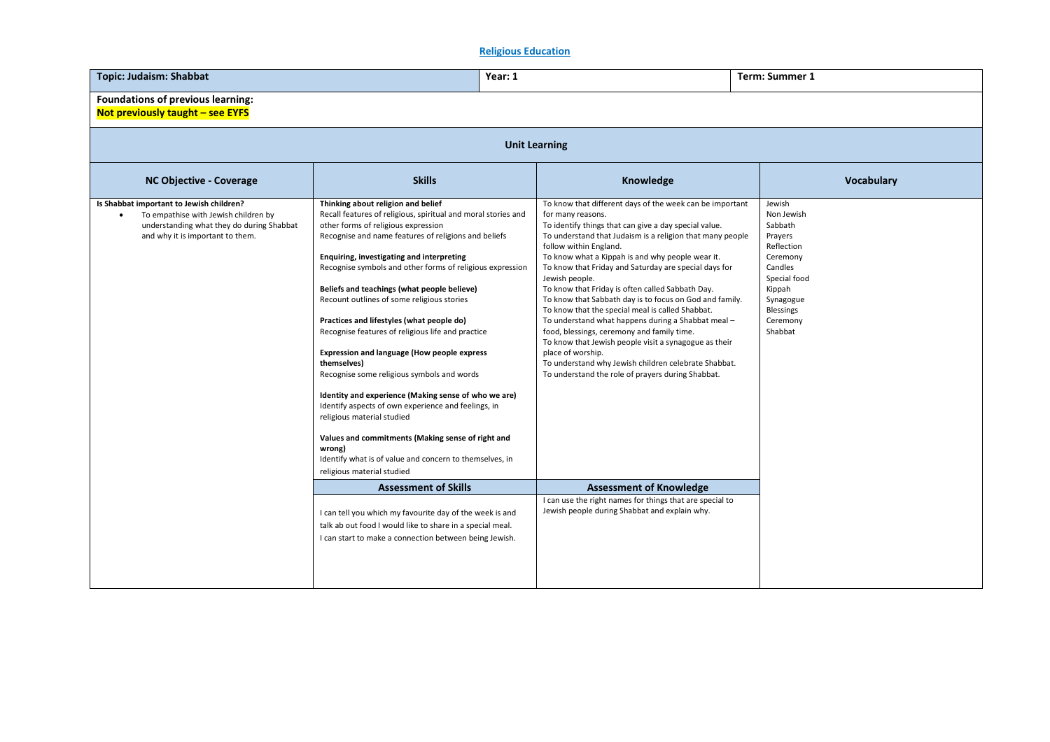# Religious Education

| Topic: Judaism: Shabbat | Year: 1 | Term: Summer 1 | |
|---|---|---|---|
| **Foundations of previous learning:**<br>**Not previously taught – see EYFS** | | | |
| **Unit Learning** | | | |
| **NC Objective - Coverage** | **Skills** | **Knowledge** | **Vocabulary** |
| **Is Shabbat important to Jewish children?**<br>• To empathise with Jewish children by understanding what they do during Shabbat and why it is important to them. | **Thinking about religion and belief**<br>Recall features of religious, spiritual and moral stories and other forms of religious expression<br>Recognise and name features of religions and beliefs<br><br>**Enquiring, investigating and interpreting**<br>Recognise symbols and other forms of religious expression<br><br>**Beliefs and teachings (what people believe)**<br>Recount outlines of some religious stories<br><br>**Practices and lifestyles (what people do)**<br>Recognise features of religious life and practice<br><br>**Expression and language (How people express themselves)**<br>Recognise some religious symbols and words<br><br>**Identity and experience (Making sense of who we are)**<br>Identify aspects of own experience and feelings, in religious material studied<br><br>**Values and commitments (Making sense of right and wrong)**<br>Identify what is of value and concern to themselves, in religious material studied | To know that different days of the week can be important for many reasons.<br>To identify things that can give a day special value.<br>To understand that Judaism is a religion that many people follow within England.<br>To know what a Kippah is and why people wear it.<br>To know that Friday and Saturday are special days for Jewish people.<br>To know that Friday is often called Sabbath Day.<br>To know that Sabbath day is to focus on God and family.<br>To know that the special meal is called Shabbat.<br>To understand what happens during a Shabbat meal – food, blessings, ceremony and family time.<br>To know that Jewish people visit a synagogue as their place of worship.<br>To understand why Jewish children celebrate Shabbat.<br>To understand the role of prayers during Shabbat. | Jewish<br>Non Jewish<br>Sabbath<br>Prayers<br>Reflection<br>Ceremony<br>Candles<br>Special food<br>Kippah<br>Synagogue<br>Blessings<br>Ceremony<br>Shabbat |
| | **Assessment of Skills** | **Assessment of Knowledge** | |
| | I can tell you which my favourite day of the week is and talk ab out food I would like to share in a special meal.<br>I can start to make a connection between being Jewish. | I can use the right names for things that are special to Jewish people during Shabbat and explain why. | |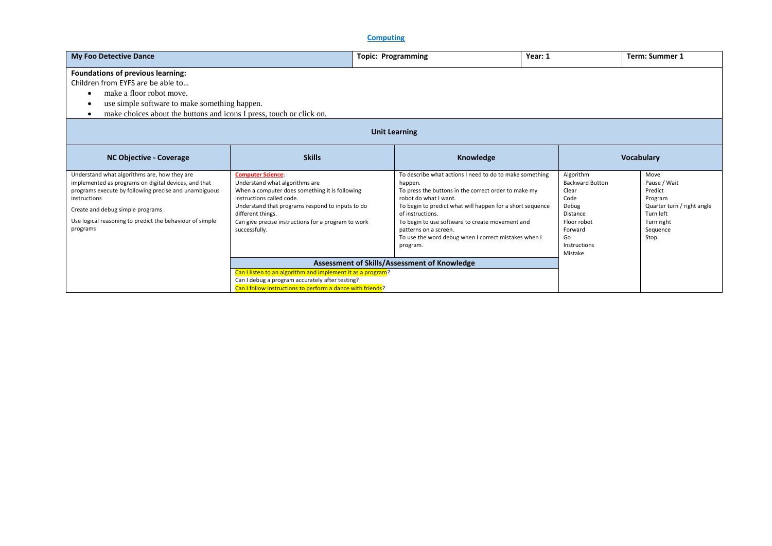## Computing

| My Foo Detective Dance | Topic: Programming | Year: 1 | Term: Summer 1 |
|---|---|---|---|

**Foundations of previous learning:**

Children from EYFS are be able to…

- make a floor robot move.
- use simple software to make something happen.
- make choices about the buttons and icons I press, touch or click on.

### Unit Learning

| NC Objective - Coverage | Skills | Knowledge | Vocabulary | |
|---|---|---|---|---|
| Understand what algorithms are, how they are implemented as programs on digital devices, and that programs execute by following precise and unambiguous instructions<br><br>Create and debug simple programs<br><br>Use logical reasoning to predict the behaviour of simple programs | **Computer Science**:<br>Understand what algorithms are<br>When a computer does something it is following instructions called code.<br>Understand that programs respond to inputs to do different things.<br>Can give precise instructions for a program to work successfully. | To describe what actions I need to do to make something happen.<br>To press the buttons in the correct order to make my robot do what I want.<br>To begin to predict what will happen for a short sequence of instructions.<br>To begin to use software to create movement and patterns on a screen.<br>To use the word debug when I correct mistakes when I program. | Algorithm<br>Backward Button<br>Clear<br>Code<br>Debug<br>Distance<br>Floor robot<br>Forward<br>Go<br>Instructions<br>Mistake | Move<br>Pause / Wait<br>Predict<br>Program<br>Quarter turn / right angle<br>Turn left<br>Turn right<br>Sequence<br>Stop |
| | **Assessment of Skills/Assessment of Knowledge**<br>Can I listen to an algorithm and implement it as a program?<br>Can I debug a program accurately after testing?<br>Can I follow instructions to perform a dance with friends? | | | |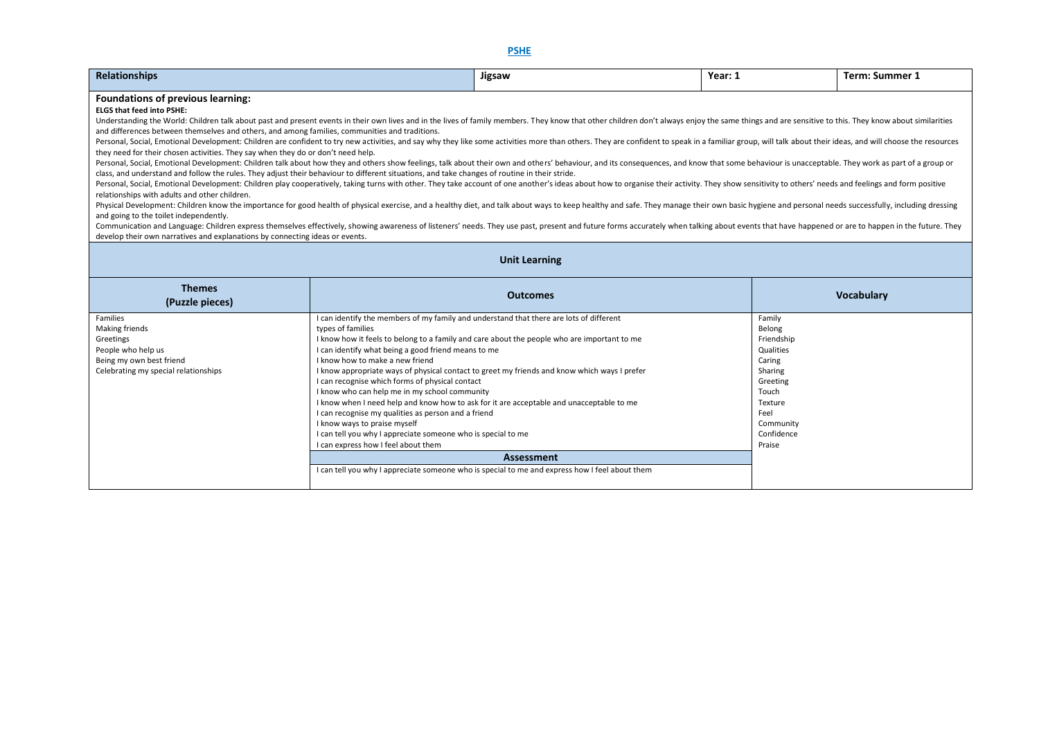**PSHE**

| Relationships | Jigsaw | Year: 1 | Term: Summer 1 |
|---|---|---|---|

## Foundations of previous learning:

**ELGS that feed into PSHE:**

Understanding the World: Children talk about past and present events in their own lives and in the lives of family members. They know that other children don't always enjoy the same things and are sensitive to this. They know about similarities and differences between themselves and others, and among families, communities and traditions.

Personal, Social, Emotional Development: Children are confident to try new activities, and say why they like some activities more than others. They are confident to speak in a familiar group, will talk about their ideas, and will choose the resources they need for their chosen activities. They say when they do or don't need help.

Personal, Social, Emotional Development: Children talk about how they and others show feelings, talk about their own and others' behaviour, and its consequences, and know that some behaviour is unacceptable. They work as part of a group or class, and understand and follow the rules. They adjust their behaviour to different situations, and take changes of routine in their stride.

Personal, Social, Emotional Development: Children play cooperatively, taking turns with other. They take account of one another's ideas about how to organise their activity. They show sensitivity to others' needs and feelings and form positive relationships with adults and other children.

Physical Development: Children know the importance for good health of physical exercise, and a healthy diet, and talk about ways to keep healthy and safe. They manage their own basic hygiene and personal needs successfully, including dressing and going to the toilet independently.

Communication and Language: Children express themselves effectively, showing awareness of listeners' needs. They use past, present and future forms accurately when talking about events that have happened or are to happen in the future. They develop their own narratives and explanations by connecting ideas or events.

## Unit Learning

| Themes (Puzzle pieces) | Outcomes | Vocabulary |
|---|---|---|
| Families<br>Making friends<br>Greetings<br>People who help us<br>Being my own best friend<br>Celebrating my special relationships | I can identify the members of my family and understand that there are lots of different types of families<br>I know how it feels to belong to a family and care about the people who are important to me<br>I can identify what being a good friend means to me<br>I know how to make a new friend<br>I know appropriate ways of physical contact to greet my friends and know which ways I prefer<br>I can recognise which forms of physical contact<br>I know who can help me in my school community<br>I know when I need help and know how to ask for it are acceptable and unacceptable to me<br>I can recognise my qualities as person and a friend<br>I know ways to praise myself<br>I can tell you why I appreciate someone who is special to me<br>I can express how I feel about them<br><br>**Assessment**<br>I can tell you why I appreciate someone who is special to me and express how I feel about them | Family<br>Belong<br>Friendship<br>Qualities<br>Caring<br>Sharing<br>Greeting<br>Touch<br>Texture<br>Feel<br>Community<br>Confidence<br>Praise |